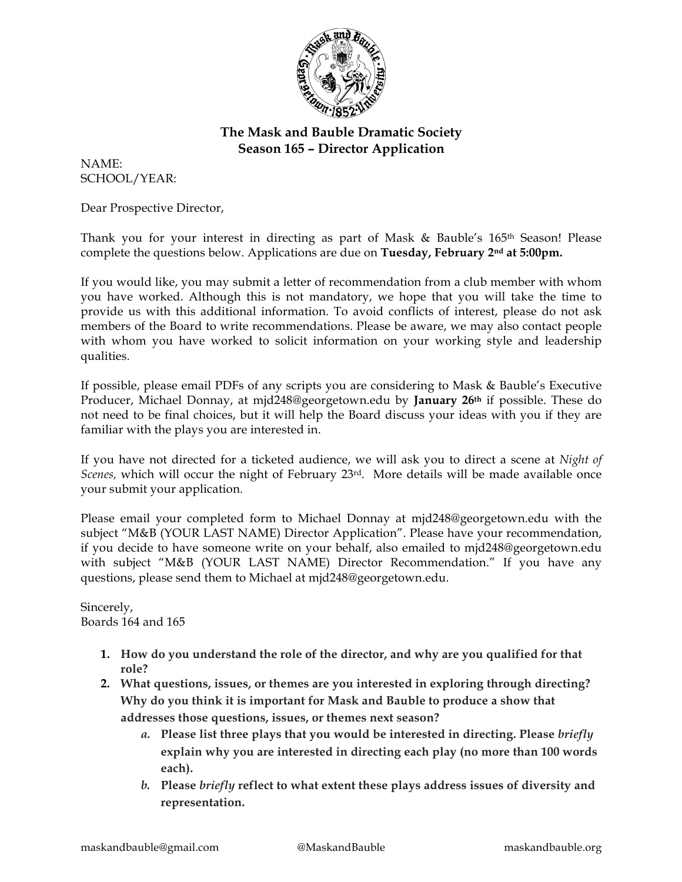# The Mask and Bauble Dramatic Society
## Season 165 – Director Application

NAME:
SCHOOL/YEAR:

Dear Prospective Director,

Thank you for your interest in directing as part of Mask & Bauble's 165th Season! Please complete the questions below. Applications are due on **Tuesday, February 2nd at 5:00pm.**

If you would like, you may submit a letter of recommendation from a club member with whom you have worked. Although this is not mandatory, we hope that you will take the time to provide us with this additional information. To avoid conflicts of interest, please do not ask members of the Board to write recommendations. Please be aware, we may also contact people with whom you have worked to solicit information on your working style and leadership qualities.

If possible, please email PDFs of any scripts you are considering to Mask & Bauble's Executive Producer, Michael Donnay, at mjd248@georgetown.edu by **January 26th** if possible. These do not need to be final choices, but it will help the Board discuss your ideas with you if they are familiar with the plays you are interested in.

If you have not directed for a ticketed audience, we will ask you to direct a scene at *Night of Scenes,* which will occur the night of February 23rd. More details will be made available once your submit your application.

Please email your completed form to Michael Donnay at mjd248@georgetown.edu with the subject "M&B (YOUR LAST NAME) Director Application". Please have your recommendation, if you decide to have someone write on your behalf, also emailed to mjd248@georgetown.edu with subject "M&B (YOUR LAST NAME) Director Recommendation." If you have any questions, please send them to Michael at mjd248@georgetown.edu.

Sincerely,
Boards 164 and 165

1. **How do you understand the role of the director, and why are you qualified for that role?**
2. **What questions, issues, or themes are you interested in exploring through directing? Why do you think it is important for Mask and Bauble to produce a show that addresses those questions, issues, or themes next season?**
    - *a.* **Please list three plays that you would be interested in directing. Please *briefly* explain why you are interested in directing each play (no more than 100 words each).**
    - *b.* **Please *briefly* reflect to what extent these plays address issues of diversity and representation.**

maskandbauble@gmail.com @MaskandBauble maskandbauble.org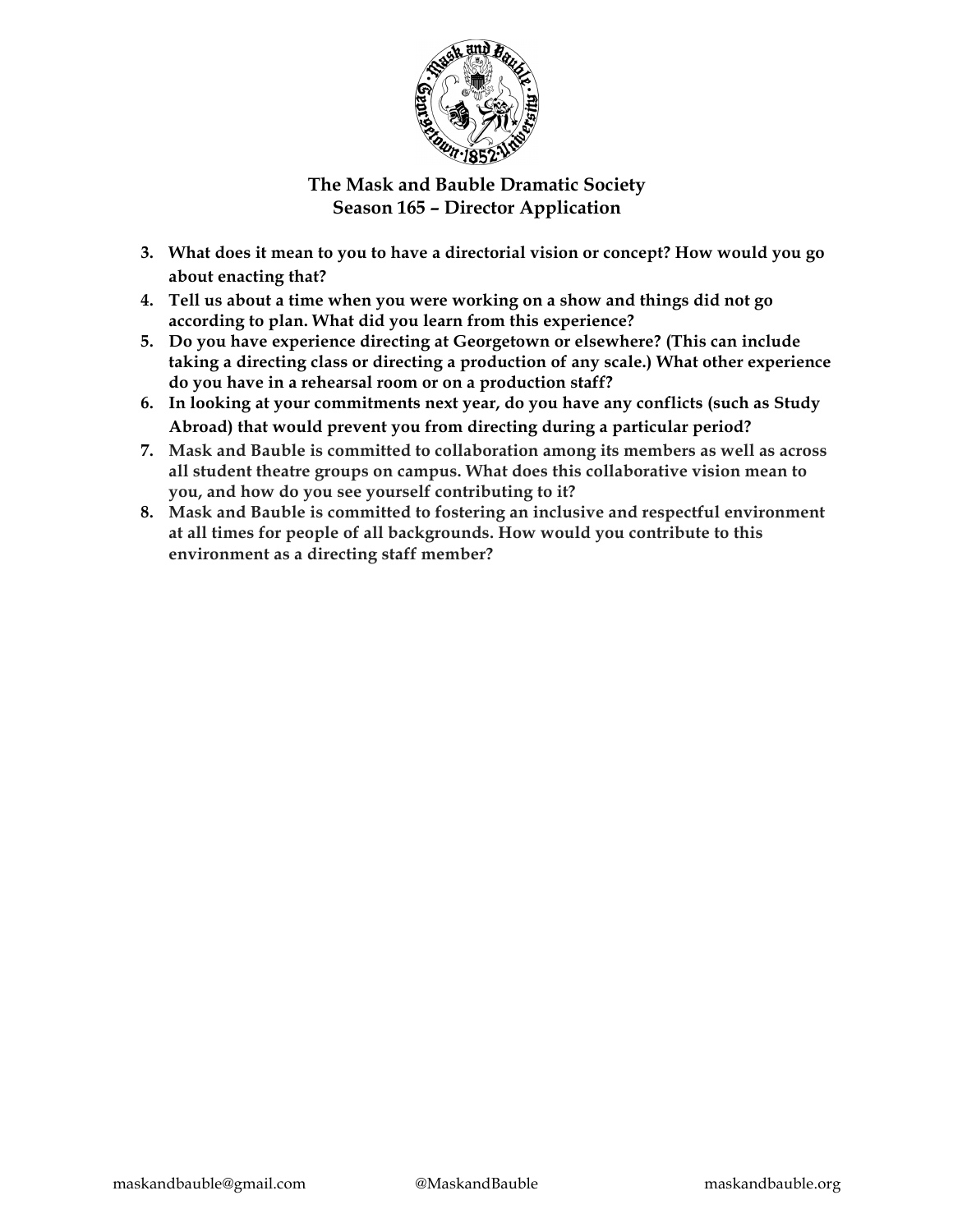## The Mask and Bauble Dramatic Society
## Season 165 – Director Application

3. **What does it mean to you to have a directorial vision or concept? How would you go about enacting that?**
4. **Tell us about a time when you were working on a show and things did not go according to plan. What did you learn from this experience?**
5. **Do you have experience directing at Georgetown or elsewhere? (This can include taking a directing class or directing a production of any scale.) What other experience do you have in a rehearsal room or on a production staff?**
6. **In looking at your commitments next year, do you have any conflicts (such as Study Abroad) that would prevent you from directing during a particular period?**
7. **Mask and Bauble is committed to collaboration among its members as well as across all student theatre groups on campus. What does this collaborative vision mean to you, and how do you see yourself contributing to it?**
8. **Mask and Bauble is committed to fostering an inclusive and respectful environment at all times for people of all backgrounds. How would you contribute to this environment as a directing staff member?**

maskandbauble@gmail.com @MaskandBauble maskandbauble.org